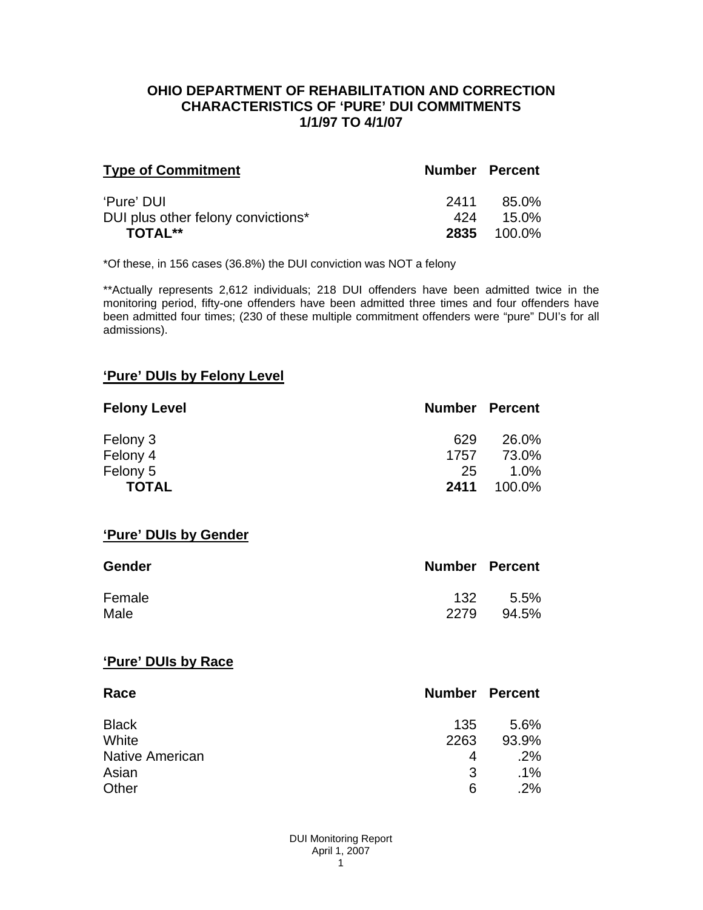# OHIO DEPARTMENT OF REHABILITATION AND CORRECTION
## CHARACTERISTICS OF 'PURE' DUI COMMITMENTS
## 1/1/97 TO 4/1/07

| Type of Commitment | Number | Percent |
|---|---|---|
| 'Pure' DUI | 2411 | 85.0% |
| DUI plus other felony convictions* | 424 | 15.0% |
| **TOTAL**** | **2835** | 100.0% |

*Of these, in 156 cases (36.8%) the DUI conviction was NOT a felony

**Actually represents 2,612 individuals; 218 DUI offenders have been admitted twice in the monitoring period, fifty-one offenders have been admitted three times and four offenders have been admitted four times; (230 of these multiple commitment offenders were "pure" DUI's for all admissions).

### 'Pure' DUIs by Felony Level

| Felony Level | Number | Percent |
|---|---|---|
| Felony 3 | 629 | 26.0% |
| Felony 4 | 1757 | 73.0% |
| Felony 5 | 25 | 1.0% |
| **TOTAL** | **2411** | 100.0% |

### 'Pure' DUIs by Gender

| Gender | Number | Percent |
|---|---|---|
| Female | 132 | 5.5% |
| Male | 2279 | 94.5% |

### 'Pure' DUIs by Race

| Race | Number | Percent |
|---|---|---|
| Black | 135 | 5.6% |
| White | 2263 | 93.9% |
| Native American | 4 | .2% |
| Asian | 3 | .1% |
| Other | 6 | .2% |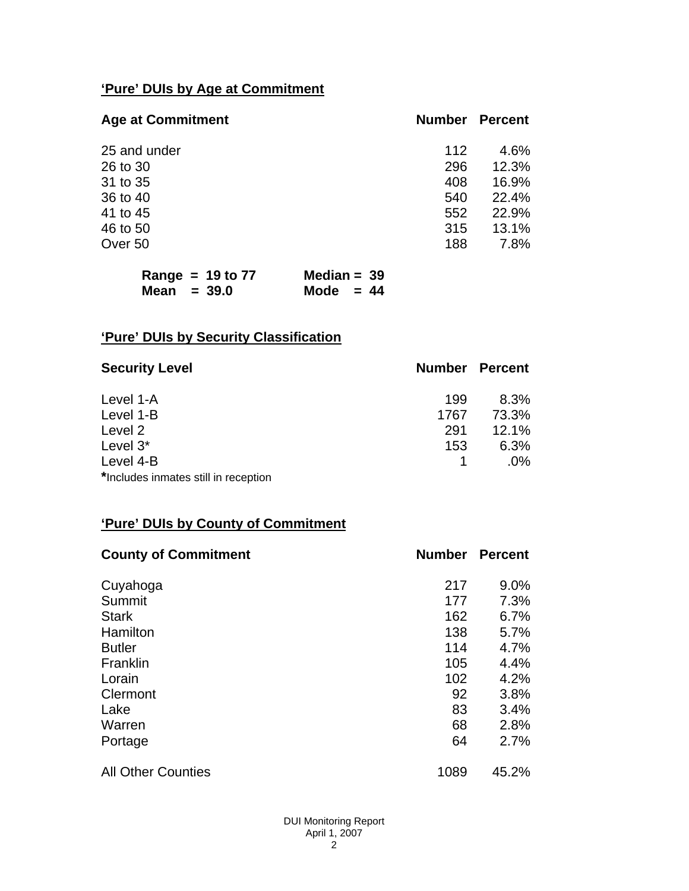## 'Pure' DUIs by Age at Commitment

| Age at Commitment | Number | Percent |
|---|---|---|
| 25 and under | 112 | 4.6% |
| 26 to 30 | 296 | 12.3% |
| 31 to 35 | 408 | 16.9% |
| 36 to 40 | 540 | 22.4% |
| 41 to 45 | 552 | 22.9% |
| 46 to 50 | 315 | 13.1% |
| Over 50 | 188 | 7.8% |

**Range = 19 to 77** **Median = 39**
**Mean = 39.0** **Mode = 44**

## 'Pure' DUIs by Security Classification

| Security Level | Number | Percent |
|---|---|---|
| Level 1-A | 199 | 8.3% |
| Level 1-B | 1767 | 73.3% |
| Level 2 | 291 | 12.1% |
| Level 3* | 153 | 6.3% |
| Level 4-B | 1 | .0% |

*Includes inmates still in reception

## 'Pure' DUIs by County of Commitment

| County of Commitment | Number | Percent |
|---|---|---|
| Cuyahoga | 217 | 9.0% |
| Summit | 177 | 7.3% |
| Stark | 162 | 6.7% |
| Hamilton | 138 | 5.7% |
| Butler | 114 | 4.7% |
| Franklin | 105 | 4.4% |
| Lorain | 102 | 4.2% |
| Clermont | 92 | 3.8% |
| Lake | 83 | 3.4% |
| Warren | 68 | 2.8% |
| Portage | 64 | 2.7% |
| All Other Counties | 1089 | 45.2% |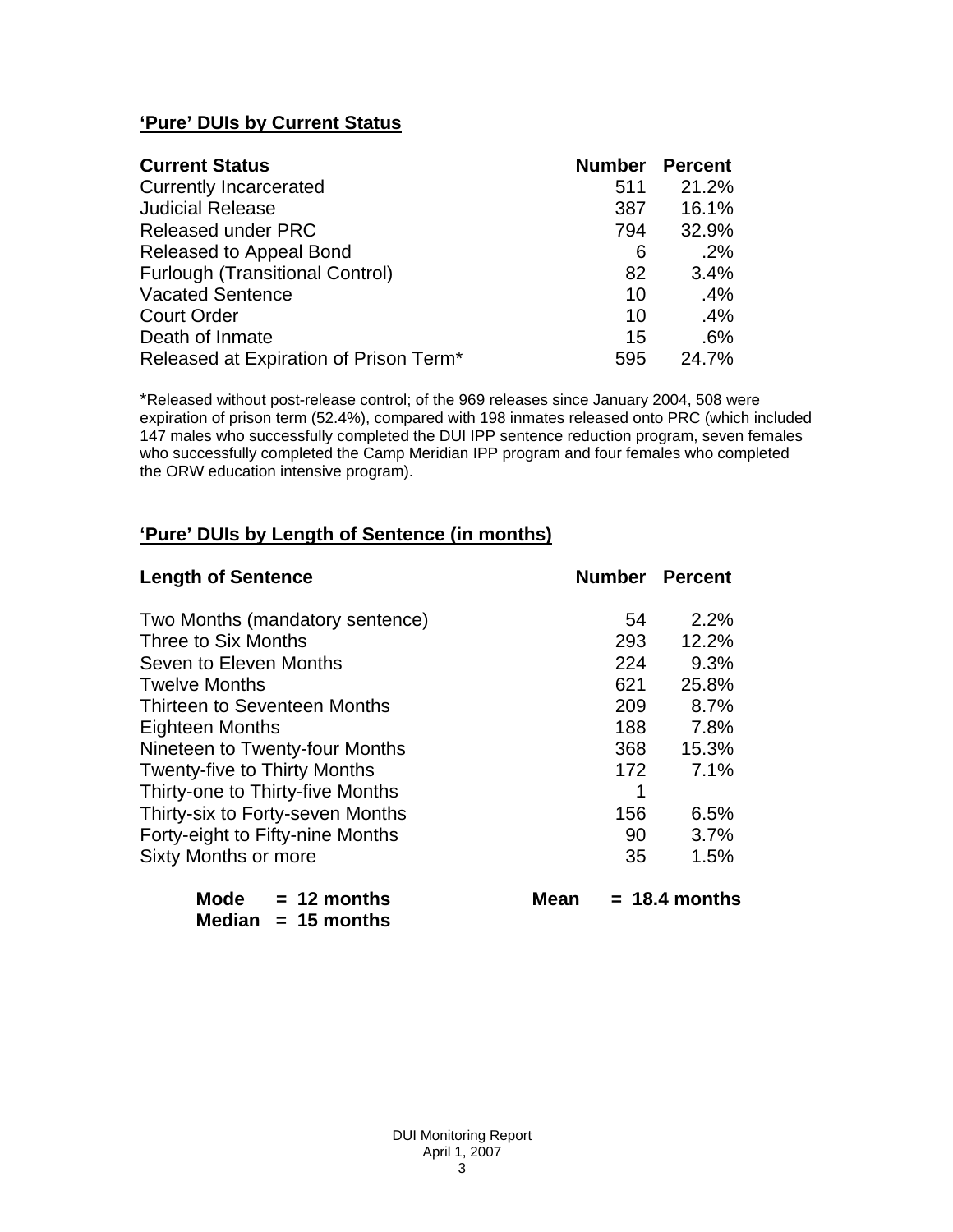## 'Pure' DUIs by Current Status

| Current Status | Number | Percent |
|---|---|---|
| Currently Incarcerated | 511 | 21.2% |
| Judicial Release | 387 | 16.1% |
| Released under PRC | 794 | 32.9% |
| Released to Appeal Bond | 6 | .2% |
| Furlough (Transitional Control) | 82 | 3.4% |
| Vacated Sentence | 10 | .4% |
| Court Order | 10 | .4% |
| Death of Inmate | 15 | .6% |
| Released at Expiration of Prison Term* | 595 | 24.7% |

*Released without post-release control; of the 969 releases since January 2004, 508 were expiration of prison term (52.4%), compared with 198 inmates released onto PRC (which included 147 males who successfully completed the DUI IPP sentence reduction program, seven females who successfully completed the Camp Meridian IPP program and four females who completed the ORW education intensive program).

## 'Pure' DUIs by Length of Sentence (in months)

| Length of Sentence | Number | Percent |
|---|---|---|
| Two Months (mandatory sentence) | 54 | 2.2% |
| Three to Six Months | 293 | 12.2% |
| Seven to Eleven Months | 224 | 9.3% |
| Twelve Months | 621 | 25.8% |
| Thirteen to Seventeen Months | 209 | 8.7% |
| Eighteen Months | 188 | 7.8% |
| Nineteen to Twenty-four Months | 368 | 15.3% |
| Twenty-five to Thirty Months | 172 | 7.1% |
| Thirty-one to Thirty-five Months | 1 | |
| Thirty-six to Forty-seven Months | 156 | 6.5% |
| Forty-eight to Fifty-nine Months | 90 | 3.7% |
| Sixty Months or more | 35 | 1.5% |

**Mode = 12 months** **Mean = 18.4 months**
**Median = 15 months**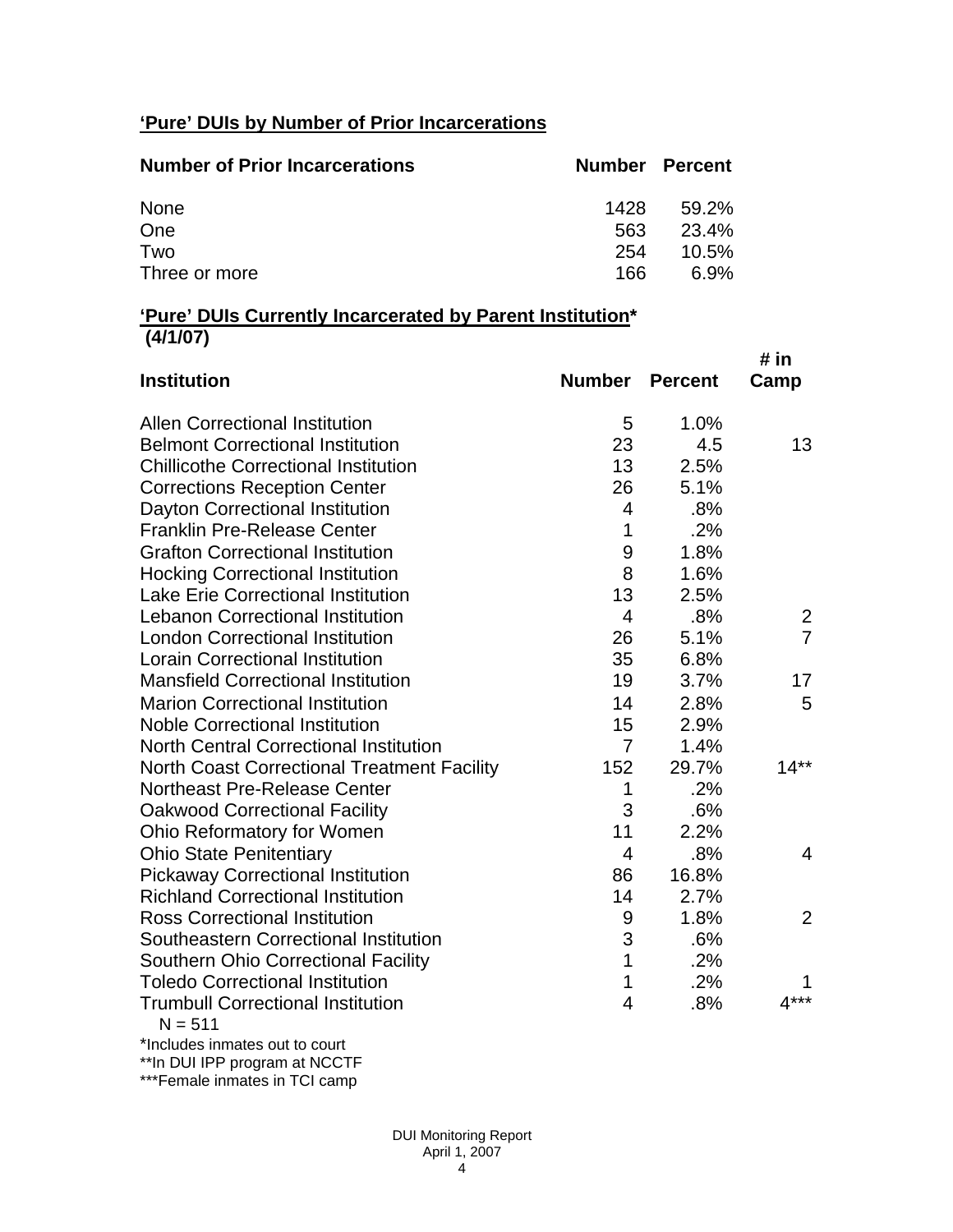## 'Pure' DUIs by Number of Prior Incarcerations

| Number of Prior Incarcerations | Number | Percent |
|---|---|---|
| None | 1428 | 59.2% |
| One | 563 | 23.4% |
| Two | 254 | 10.5% |
| Three or more | 166 | 6.9% |

## 'Pure' DUIs Currently Incarcerated by Parent Institution* (4/1/07)

| Institution | Number | Percent | # in Camp |
|---|---|---|---|
| Allen Correctional Institution | 5 | 1.0% | |
| Belmont Correctional Institution | 23 | 4.5 | 13 |
| Chillicothe Correctional Institution | 13 | 2.5% | |
| Corrections Reception Center | 26 | 5.1% | |
| Dayton Correctional Institution | 4 | .8% | |
| Franklin Pre-Release Center | 1 | .2% | |
| Grafton Correctional Institution | 9 | 1.8% | |
| Hocking Correctional Institution | 8 | 1.6% | |
| Lake Erie Correctional Institution | 13 | 2.5% | |
| Lebanon Correctional Institution | 4 | .8% | 2 |
| London Correctional Institution | 26 | 5.1% | 7 |
| Lorain Correctional Institution | 35 | 6.8% | |
| Mansfield Correctional Institution | 19 | 3.7% | 17 |
| Marion Correctional Institution | 14 | 2.8% | 5 |
| Noble Correctional Institution | 15 | 2.9% | |
| North Central Correctional Institution | 7 | 1.4% | |
| North Coast Correctional Treatment Facility | 152 | 29.7% | 14** |
| Northeast Pre-Release Center | 1 | .2% | |
| Oakwood Correctional Facility | 3 | .6% | |
| Ohio Reformatory for Women | 11 | 2.2% | |
| Ohio State Penitentiary | 4 | .8% | 4 |
| Pickaway Correctional Institution | 86 | 16.8% | |
| Richland Correctional Institution | 14 | 2.7% | |
| Ross Correctional Institution | 9 | 1.8% | 2 |
| Southeastern Correctional Institution | 3 | .6% | |
| Southern Ohio Correctional Facility | 1 | .2% | |
| Toledo Correctional Institution | 1 | .2% | 1 |
| Trumbull Correctional Institution | 4 | .8% | 4*** |

N = 511

*Includes inmates out to court

**In DUI IPP program at NCCTF

***Female inmates in TCI camp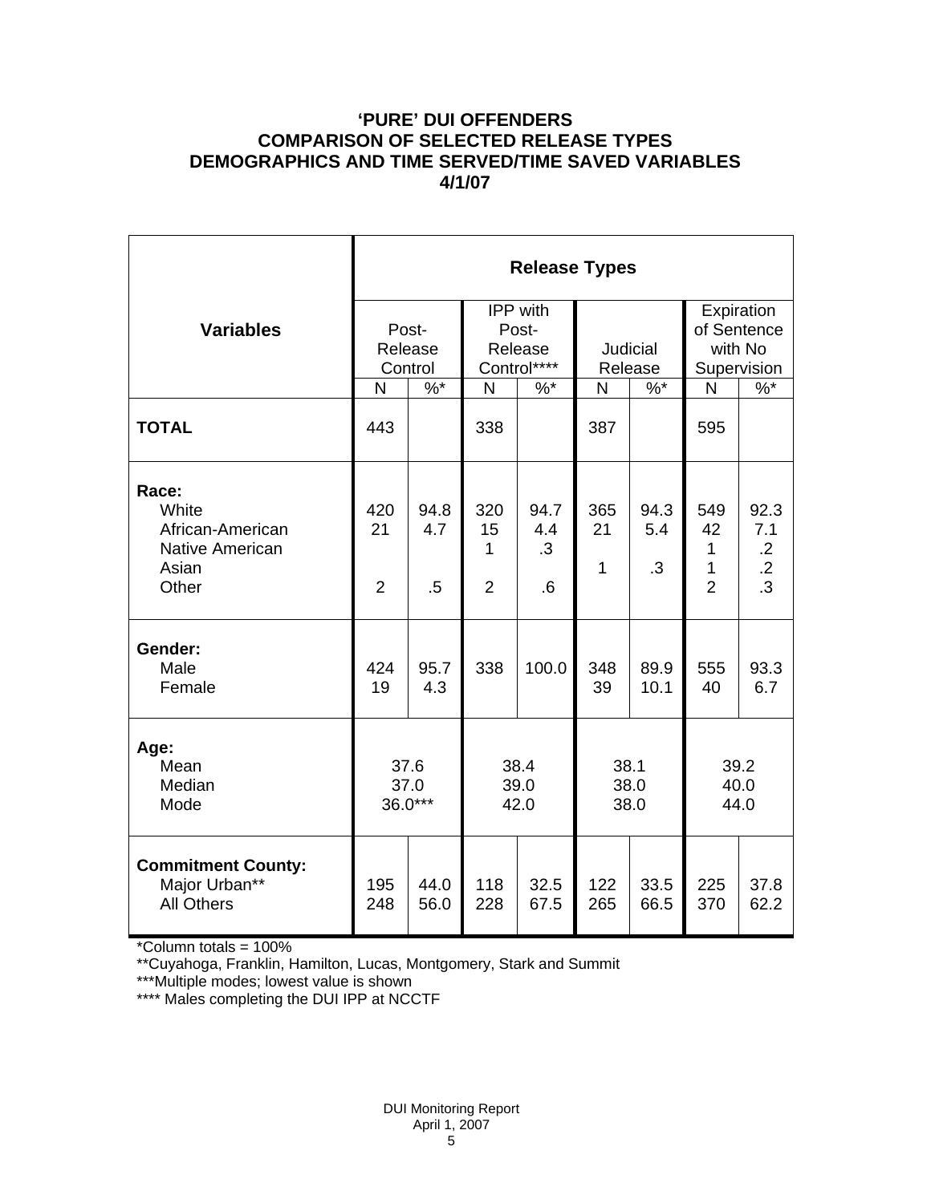# 'PURE' DUI OFFENDERS
# COMPARISON OF SELECTED RELEASE TYPES
# DEMOGRAPHICS AND TIME SERVED/TIME SAVED VARIABLES
# 4/1/07

| Variables | Release Types | | | | | | | |
|---|---|---|---|---|---|---|---|---|
| | Post-Release Control | | IPP with Post-Release Control**** | | Judicial Release | | Expiration of Sentence with No Supervision | |
| | N | %* | N | %* | N | %* | N | %* |
| **TOTAL** | 443 | | 338 | | 387 | | 595 | |
| **Race:** | | | | | | | | |
| White | 420 | 94.8 | 320 | 94.7 | 365 | 94.3 | 549 | 92.3 |
| African-American | 21 | 4.7 | 15 | 4.4 | 21 | 5.4 | 42 | 7.1 |
| Native American | | | 1 | .3 | 1 | .3 | 1 | .2 |
| Asian | | | | | | | 1 | .2 |
| Other | 2 | .5 | 2 | .6 | | | 2 | .3 |
| **Gender:** | | | | | | | | |
| Male | 424 | 95.7 | 338 | 100.0 | 348 | 89.9 | 555 | 93.3 |
| Female | 19 | 4.3 | | | 39 | 10.1 | 40 | 6.7 |
| **Age:** | | | | | | | | |
| Mean | 37.6 | | 38.4 | | 38.1 | | 39.2 | |
| Median | 37.0 | | 39.0 | | 38.0 | | 40.0 | |
| Mode | 36.0*** | | 42.0 | | 38.0 | | 44.0 | |
| **Commitment County:** | | | | | | | | |
| Major Urban** | 195 | 44.0 | 118 | 32.5 | 122 | 33.5 | 225 | 37.8 |
| All Others | 248 | 56.0 | 228 | 67.5 | 265 | 66.5 | 370 | 62.2 |

*Column totals = 100%

**Cuyahoga, Franklin, Hamilton, Lucas, Montgomery, Stark and Summit

***Multiple modes; lowest value is shown

**** Males completing the DUI IPP at NCCTF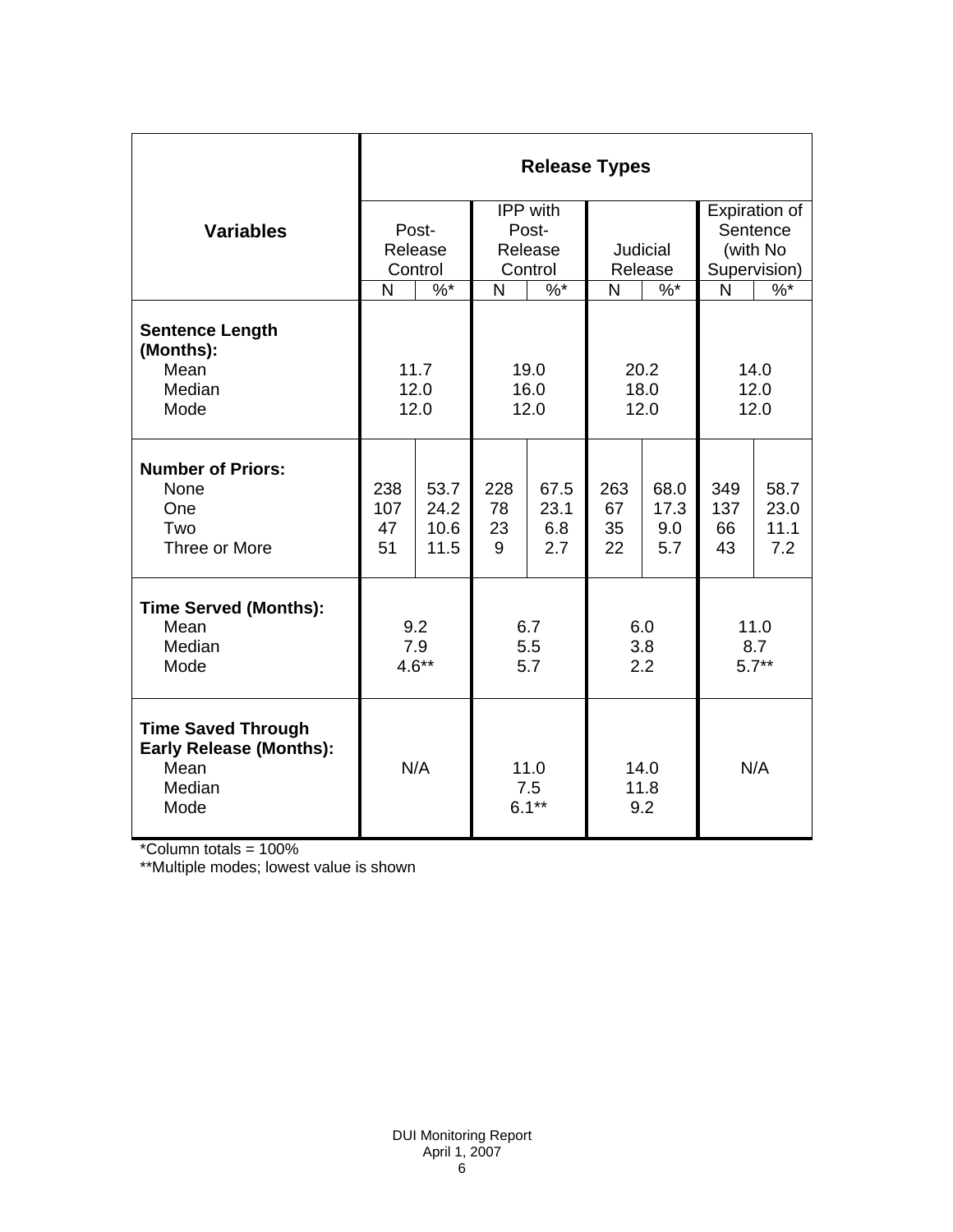| Variables | Release Types | | | | | | | |
|---|---|---|---|---|---|---|---|---|
| | Post-Release Control | | IPP with Post-Release Control | | Judicial Release | | Expiration of Sentence (with No Supervision) | |
| | N | %* | N | %* | N | %* | N | %* |
| **Sentence Length (Months):** | | | | | | | | |
| Mean | 11.7 | | 19.0 | | 20.2 | | 14.0 | |
| Median | 12.0 | | 16.0 | | 18.0 | | 12.0 | |
| Mode | 12.0 | | 12.0 | | 12.0 | | 12.0 | |
| **Number of Priors:** | | | | | | | | |
| None | 238 | 53.7 | 228 | 67.5 | 263 | 68.0 | 349 | 58.7 |
| One | 107 | 24.2 | 78 | 23.1 | 67 | 17.3 | 137 | 23.0 |
| Two | 47 | 10.6 | 23 | 6.8 | 35 | 9.0 | 66 | 11.1 |
| Three or More | 51 | 11.5 | 9 | 2.7 | 22 | 5.7 | 43 | 7.2 |
| **Time Served (Months):** | | | | | | | | |
| Mean | 9.2 | | 6.7 | | 6.0 | | 11.0 | |
| Median | 7.9 | | 5.5 | | 3.8 | | 8.7 | |
| Mode | 4.6** | | 5.7 | | 2.2 | | 5.7** | |
| **Time Saved Through Early Release (Months):** | | | | | | | | |
| Mean | N/A | | 11.0 | | 14.0 | | N/A | |
| Median | | | 7.5 | | 11.8 | | | |
| Mode | | | 6.1** | | 9.2 | | | |

*Column totals = 100%

**Multiple modes; lowest value is shown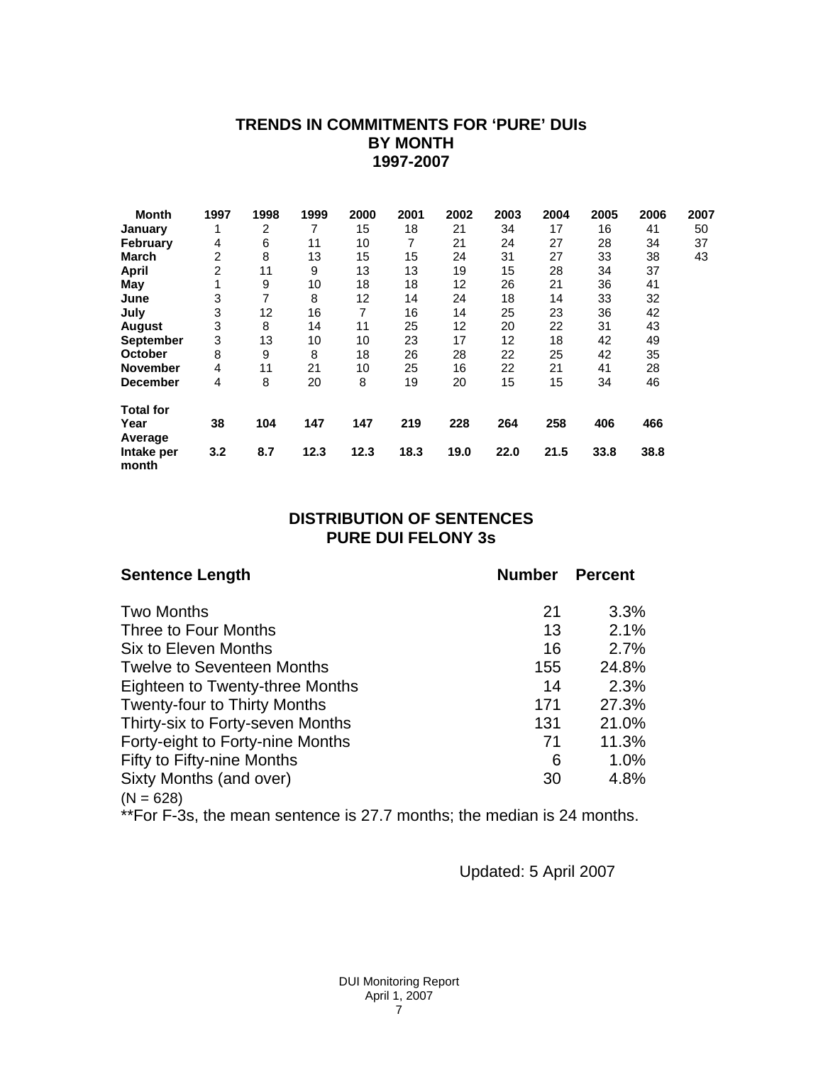## TRENDS IN COMMITMENTS FOR 'PURE' DUIs BY MONTH 1997-2007

| Month | 1997 | 1998 | 1999 | 2000 | 2001 | 2002 | 2003 | 2004 | 2005 | 2006 | 2007 |
|---|---|---|---|---|---|---|---|---|---|---|---|
| **January** | 1 | 2 | 7 | 15 | 18 | 21 | 34 | 17 | 16 | 41 | 50 |
| **February** | 4 | 6 | 11 | 10 | 7 | 21 | 24 | 27 | 28 | 34 | 37 |
| **March** | 2 | 8 | 13 | 15 | 15 | 24 | 31 | 27 | 33 | 38 | 43 |
| **April** | 2 | 11 | 9 | 13 | 13 | 19 | 15 | 28 | 34 | 37 | |
| **May** | 1 | 9 | 10 | 18 | 18 | 12 | 26 | 21 | 36 | 41 | |
| **June** | 3 | 7 | 8 | 12 | 14 | 24 | 18 | 14 | 33 | 32 | |
| **July** | 3 | 12 | 16 | 7 | 16 | 14 | 25 | 23 | 36 | 42 | |
| **August** | 3 | 8 | 14 | 11 | 25 | 12 | 20 | 22 | 31 | 43 | |
| **September** | 3 | 13 | 10 | 10 | 23 | 17 | 12 | 18 | 42 | 49 | |
| **October** | 8 | 9 | 8 | 18 | 26 | 28 | 22 | 25 | 42 | 35 | |
| **November** | 4 | 11 | 21 | 10 | 25 | 16 | 22 | 21 | 41 | 28 | |
| **December** | 4 | 8 | 20 | 8 | 19 | 20 | 15 | 15 | 34 | 46 | |
| **Total for Year** | **38** | **104** | **147** | **147** | **219** | **228** | **264** | **258** | **406** | **466** | |
| **Average Intake per month** | **3.2** | **8.7** | **12.3** | **12.3** | **18.3** | **19.0** | **22.0** | **21.5** | **33.8** | **38.8** | |

## DISTRIBUTION OF SENTENCES PURE DUI FELONY 3s

| Sentence Length | Number | Percent |
|---|---|---|
| Two Months | 21 | 3.3% |
| Three to Four Months | 13 | 2.1% |
| Six to Eleven Months | 16 | 2.7% |
| Twelve to Seventeen Months | 155 | 24.8% |
| Eighteen to Twenty-three Months | 14 | 2.3% |
| Twenty-four to Thirty Months | 171 | 27.3% |
| Thirty-six to Forty-seven Months | 131 | 21.0% |
| Forty-eight to Forty-nine Months | 71 | 11.3% |
| Fifty to Fifty-nine Months | 6 | 1.0% |
| Sixty Months (and over) | 30 | 4.8% |

(N = 628)

**For F-3s, the mean sentence is 27.7 months; the median is 24 months.

Updated: 5 April 2007